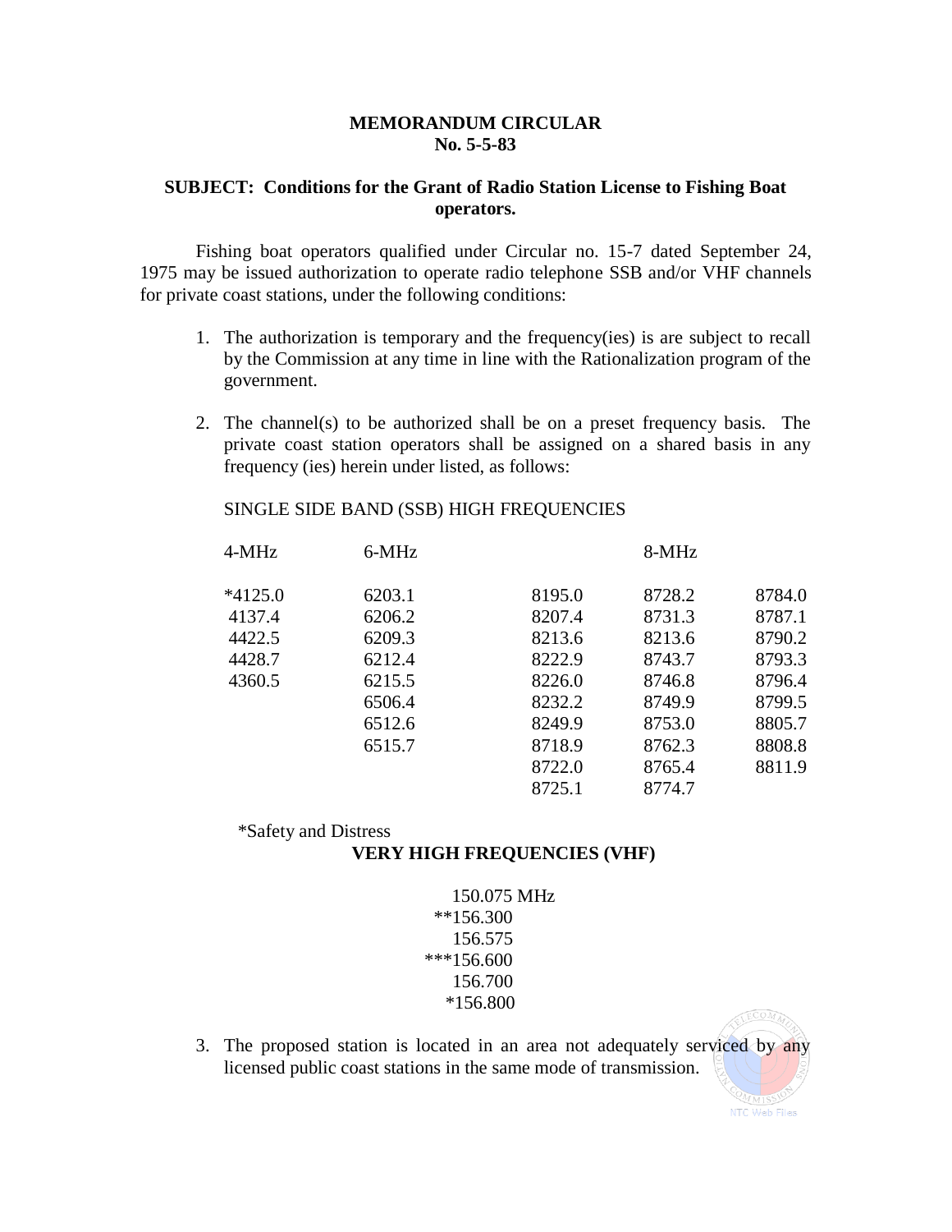**MEMORANDUM CIRCULAR**
**No. 5-5-83**

**SUBJECT: Conditions for the Grant of Radio Station License to Fishing Boat operators.**

Fishing boat operators qualified under Circular no. 15-7 dated September 24, 1975 may be issued authorization to operate radio telephone SSB and/or VHF channels for private coast stations, under the following conditions:

1. The authorization is temporary and the frequency(ies) is are subject to recall by the Commission at any time in line with the Rationalization program of the government.

2. The channel(s) to be authorized shall be on a preset frequency basis. The private coast station operators shall be assigned on a shared basis in any frequency (ies) herein under listed, as follows:

   SINGLE SIDE BAND (SSB) HIGH FREQUENCIES

   | 4-MHz | 6-MHz | | 8-MHz | |
   |---|---|---|---|---|
   | *4125.0 | 6203.1 | 8195.0 | 8728.2 | 8784.0 |
   | 4137.4 | 6206.2 | 8207.4 | 8731.3 | 8787.1 |
   | 4422.5 | 6209.3 | 8213.6 | 8213.6 | 8790.2 |
   | 4428.7 | 6212.4 | 8222.9 | 8743.7 | 8793.3 |
   | 4360.5 | 6215.5 | 8226.0 | 8746.8 | 8796.4 |
   | | 6506.4 | 8232.2 | 8749.9 | 8799.5 |
   | | 6512.6 | 8249.9 | 8753.0 | 8805.7 |
   | | 6515.7 | 8718.9 | 8762.3 | 8808.8 |
   | | | 8722.0 | 8765.4 | 8811.9 |
   | | | 8725.1 | 8774.7 | |

   *Safety and Distress

   **VERY HIGH FREQUENCIES (VHF)**

   150.075 MHz
   **156.300
   156.575
   ***156.600
   156.700
   *156.800

3. The proposed station is located in an area not adequately serviced by any licensed public coast stations in the same mode of transmission.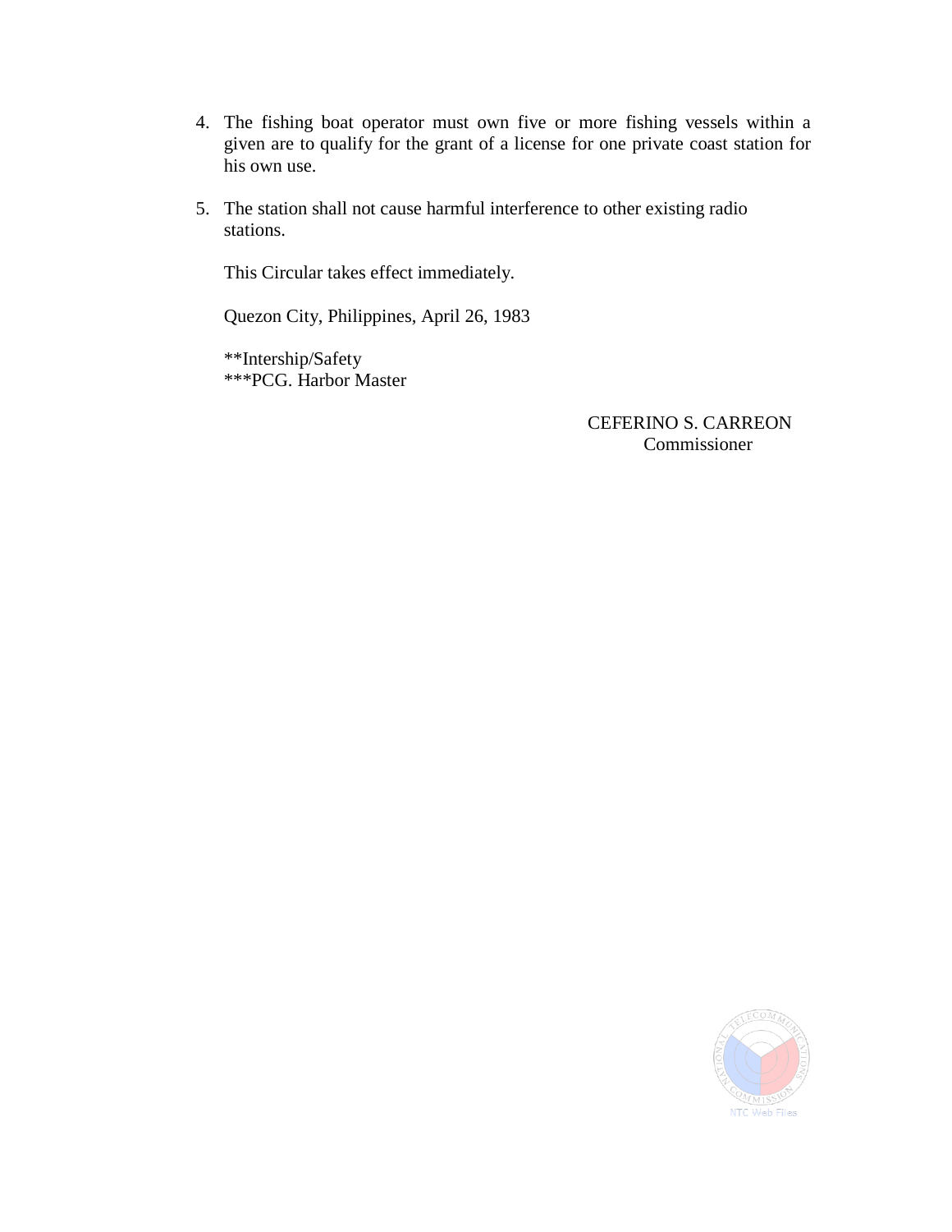4. The fishing boat operator must own five or more fishing vessels within a given are to qualify for the grant of a license for one private coast station for his own use.

5. The station shall not cause harmful interference to other existing radio stations.

This Circular takes effect immediately.

Quezon City, Philippines, April 26, 1983

**Intership/Safety
***PCG. Harbor Master

CEFERINO S. CARREON
Commissioner